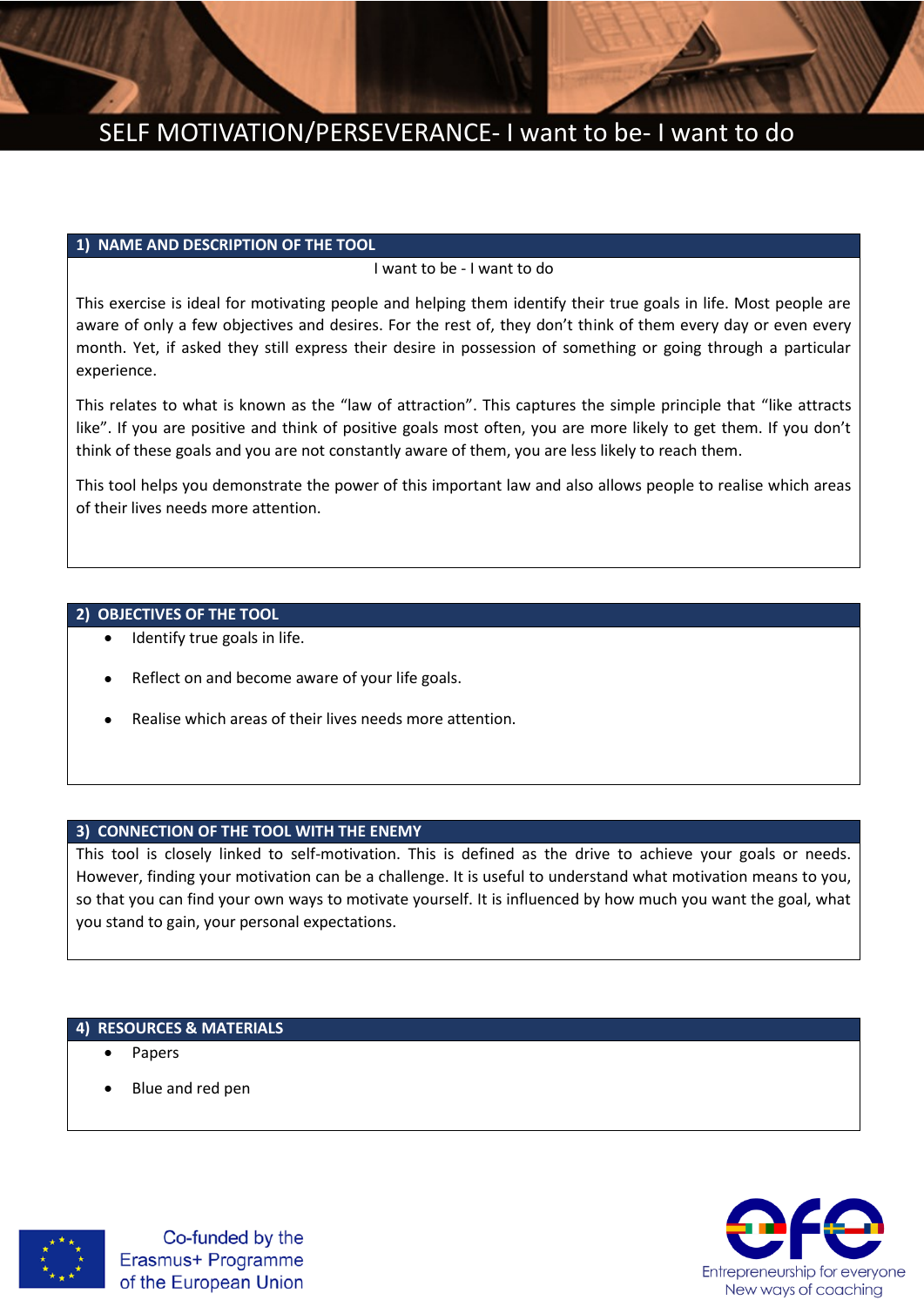# SELF MOTIVATION/PERSEVERANCE- I want to be- I want to do

## 1) NAME AND DESCRIPTION OF THE TOOL

I want to be - I want to do

This exercise is ideal for motivating people and helping them identify their true goals in life. Most people are aware of only a few objectives and desires. For the rest of, they don't think of them every day or even every month. Yet, if asked they still express their desire in possession of something or going through a particular experience.

This relates to what is known as the "law of attraction". This captures the simple principle that "like attracts like". If you are positive and think of positive goals most often, you are more likely to get them. If you don't think of these goals and you are not constantly aware of them, you are less likely to reach them.

This tool helps you demonstrate the power of this important law and also allows people to realise which areas of their lives needs more attention.

## 2) OBJECTIVES OF THE TOOL

- Identify true goals in life.
- Reflect on and become aware of your life goals.
- Realise which areas of their lives needs more attention.

## 3) CONNECTION OF THE TOOL WITH THE ENEMY

This tool is closely linked to self-motivation. This is defined as the drive to achieve your goals or needs. However, finding your motivation can be a challenge. It is useful to understand what motivation means to you, so that you can find your own ways to motivate yourself. It is influenced by how much you want the goal, what you stand to gain, your personal expectations.

## 4) RESOURCES & MATERIALS

- Papers
- Blue and red pen

Co-funded by the Erasmus+ Programme of the European Union

efe Entrepreneurship for everyone New ways of coaching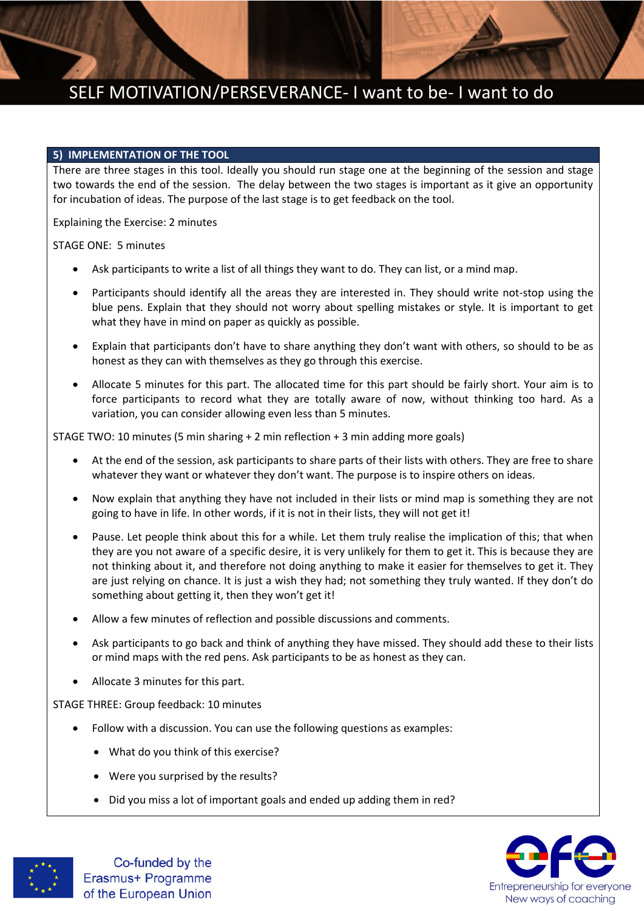## 5) IMPLEMENTATION OF THE TOOL

There are three stages in this tool. Ideally you should run stage one at the beginning of the session and stage two towards the end of the session. The delay between the two stages is important as it give an opportunity for incubation of ideas. The purpose of the last stage is to get feedback on the tool.

Explaining the Exercise: 2 minutes

STAGE ONE: 5 minutes

- Ask participants to write a list of all things they want to do. They can list, or a mind map.
- Participants should identify all the areas they are interested in. They should write not-stop using the blue pens. Explain that they should not worry about spelling mistakes or style. It is important to get what they have in mind on paper as quickly as possible.
- Explain that participants don't have to share anything they don't want with others, so should to be as honest as they can with themselves as they go through this exercise.
- Allocate 5 minutes for this part. The allocated time for this part should be fairly short. Your aim is to force participants to record what they are totally aware of now, without thinking too hard. As a variation, you can consider allowing even less than 5 minutes.

STAGE TWO: 10 minutes (5 min sharing + 2 min reflection + 3 min adding more goals)

- At the end of the session, ask participants to share parts of their lists with others. They are free to share whatever they want or whatever they don't want. The purpose is to inspire others on ideas.
- Now explain that anything they have not included in their lists or mind map is something they are not going to have in life. In other words, if it is not in their lists, they will not get it!
- Pause. Let people think about this for a while. Let them truly realise the implication of this; that when they are you not aware of a specific desire, it is very unlikely for them to get it. This is because they are not thinking about it, and therefore not doing anything to make it easier for themselves to get it. They are just relying on chance. It is just a wish they had; not something they truly wanted. If they don't do something about getting it, then they won't get it!
- Allow a few minutes of reflection and possible discussions and comments.
- Ask participants to go back and think of anything they have missed. They should add these to their lists or mind maps with the red pens. Ask participants to be as honest as they can.
- Allocate 3 minutes for this part.

STAGE THREE: Group feedback: 10 minutes

- Follow with a discussion. You can use the following questions as examples:
  - What do you think of this exercise?
  - Were you surprised by the results?
  - Did you miss a lot of important goals and ended up adding them in red?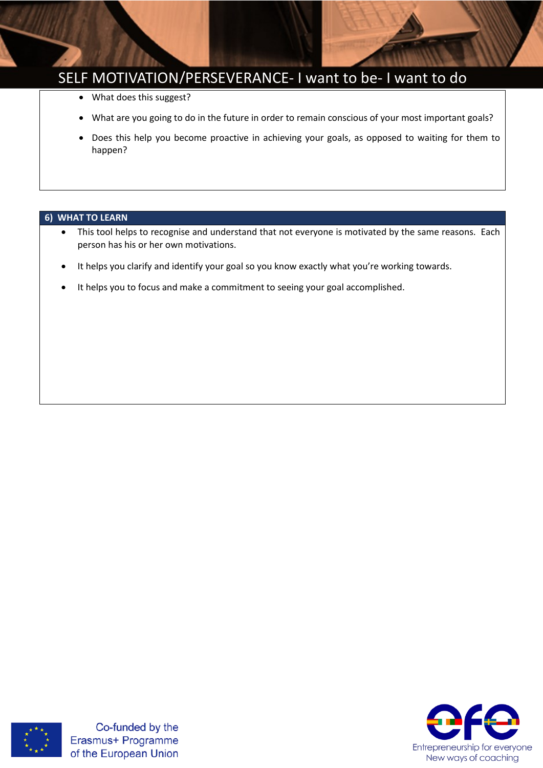- What does this suggest?
- What are you going to do in the future in order to remain conscious of your most important goals?
- Does this help you become proactive in achieving your goals, as opposed to waiting for them to happen?

## 6) WHAT TO LEARN

- This tool helps to recognise and understand that not everyone is motivated by the same reasons. Each person has his or her own motivations.
- It helps you clarify and identify your goal so you know exactly what you're working towards.
- It helps you to focus and make a commitment to seeing your goal accomplished.